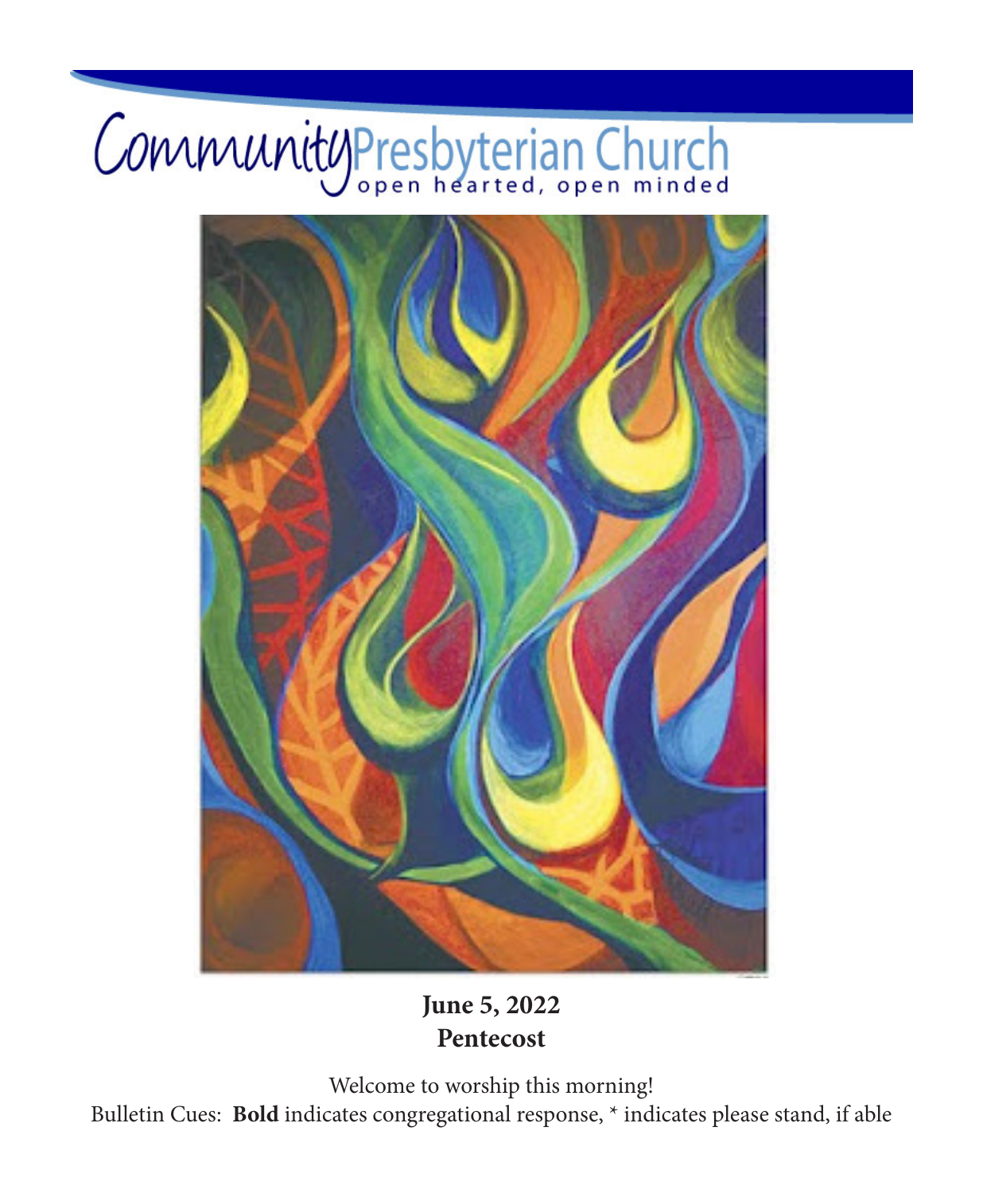# Community Presbyterian Church

open hearted, open minded

**June 5, 2022**
**Pentecost**

Welcome to worship this morning!

Bulletin Cues: **Bold** indicates congregational response, * indicates please stand, if able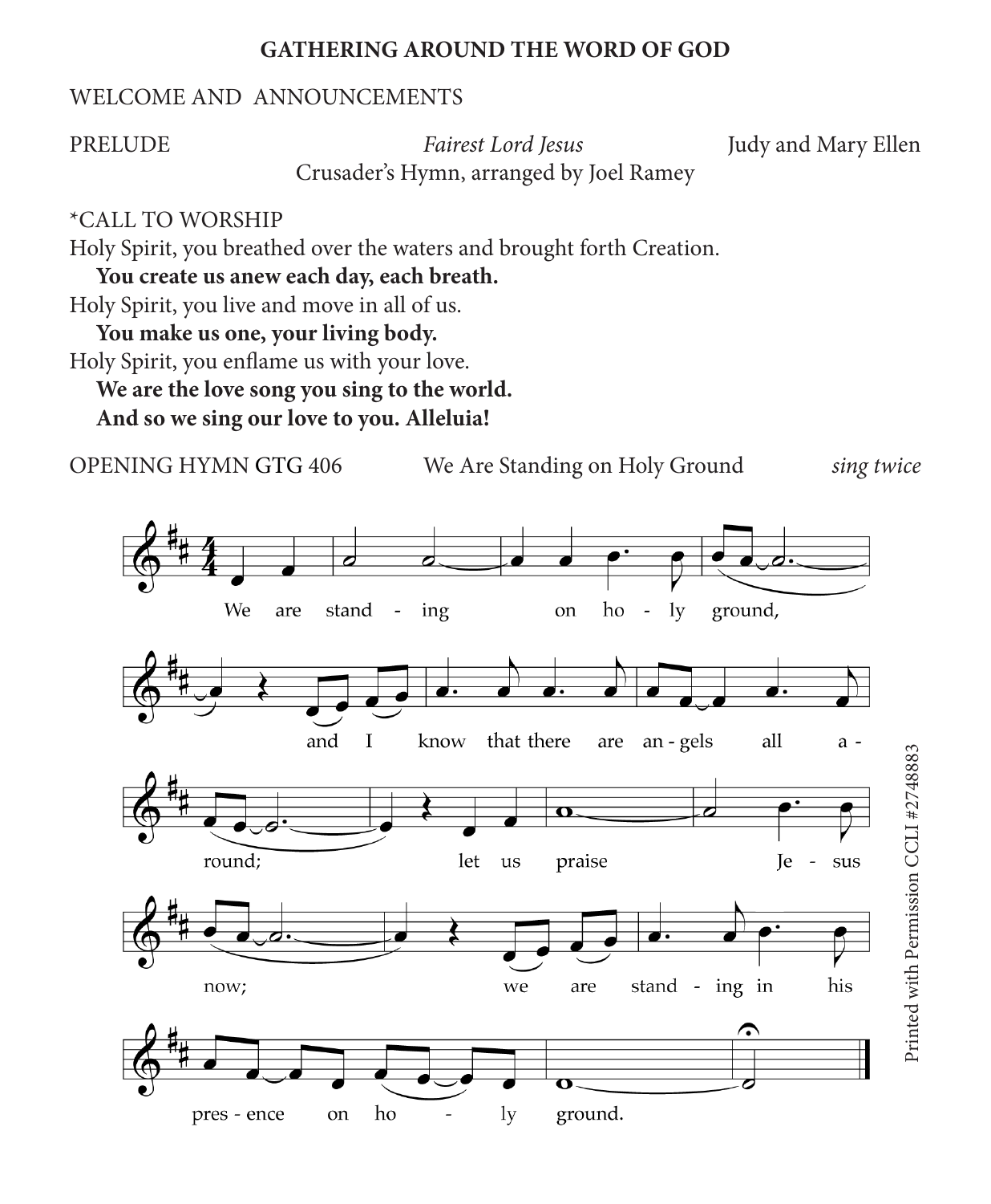## GATHERING AROUND THE WORD OF GOD

WELCOME AND ANNOUNCEMENTS

PRELUDE *Fairest Lord Jesus* Judy and Mary Ellen
Crusader's Hymn, arranged by Joel Ramey

*CALL TO WORSHIP
Holy Spirit, you breathed over the waters and brought forth Creation.
**You create us anew each day, each breath.**
Holy Spirit, you live and move in all of us.
**You make us one, your living body.**
Holy Spirit, you enflame us with your love.
**We are the love song you sing to the world.**
**And so we sing our love to you. Alleluia!**

OPENING HYMN GTG 406 We Are Standing on Holy Ground *sing twice*

We are stand - ing on ho - ly ground, and I know that there are an - gels all a - round; let us praise Je - sus now; we are stand - ing in his pres - ence on ho - ly ground.

Printed with Permission CCLI #2748883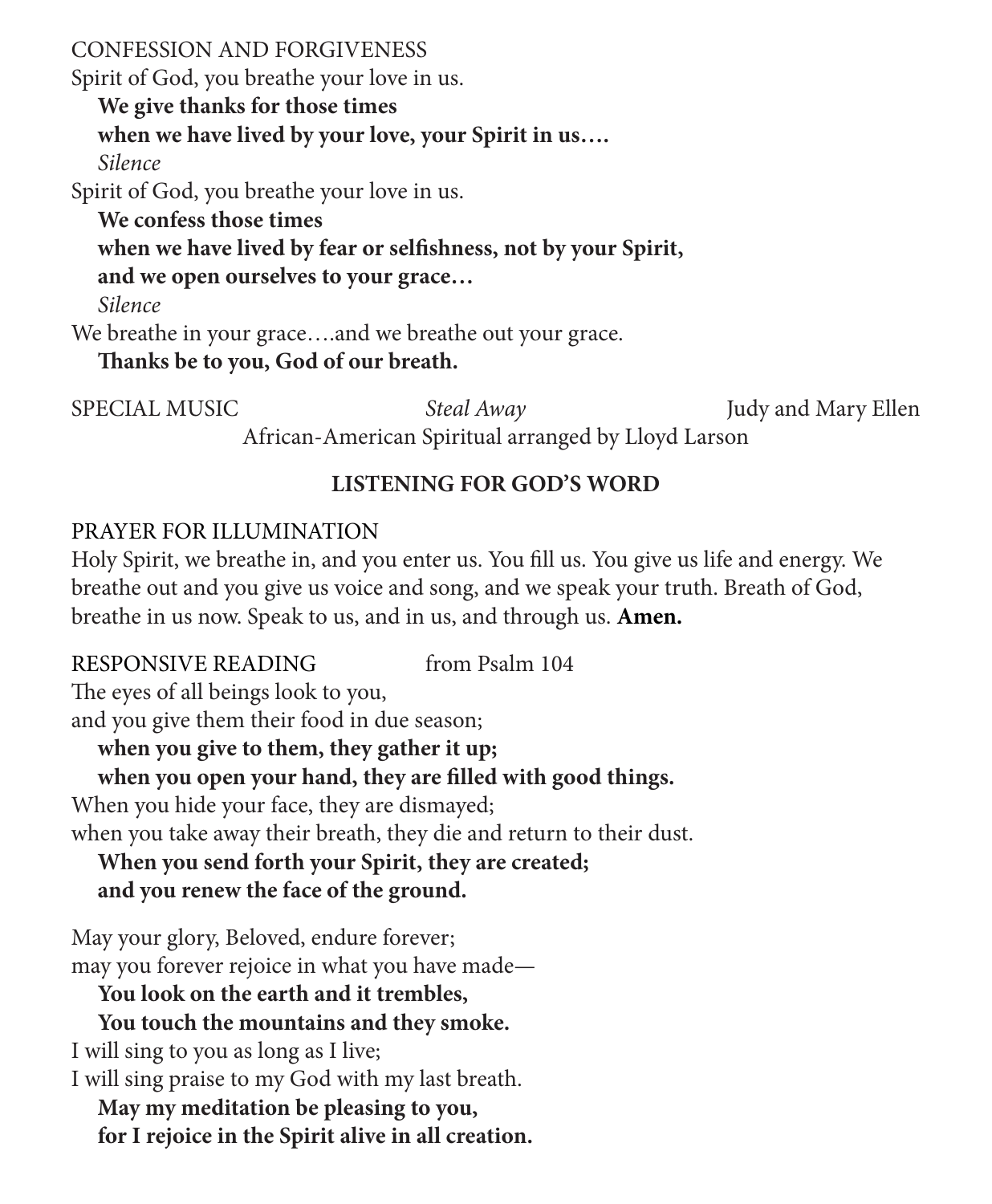CONFESSION AND FORGIVENESS

Spirit of God, you breathe your love in us.

**We give thanks for those times**
**when we have lived by your love, your Spirit in us….**

*Silence*

Spirit of God, you breathe your love in us.

**We confess those times**
**when we have lived by fear or selfishness, not by your Spirit,**
**and we open ourselves to your grace…**

*Silence*

We breathe in your grace….and we breathe out your grace.

**Thanks be to you, God of our breath.**

SPECIAL MUSIC *Steal Away* Judy and Mary Ellen
African-American Spiritual arranged by Lloyd Larson

## LISTENING FOR GOD'S WORD

PRAYER FOR ILLUMINATION

Holy Spirit, we breathe in, and you enter us. You fill us. You give us life and energy. We breathe out and you give us voice and song, and we speak your truth. Breath of God, breathe in us now. Speak to us, and in us, and through us. **Amen.**

RESPONSIVE READING from Psalm 104

The eyes of all beings look to you,
and you give them their food in due season;

**when you give to them, they gather it up;**
**when you open your hand, they are filled with good things.**

When you hide your face, they are dismayed;
when you take away their breath, they die and return to their dust.

**When you send forth your Spirit, they are created;**
**and you renew the face of the ground.**

May your glory, Beloved, endure forever;
may you forever rejoice in what you have made—

**You look on the earth and it trembles,**
**You touch the mountains and they smoke.**

I will sing to you as long as I live;
I will sing praise to my God with my last breath.

**May my meditation be pleasing to you,**
**for I rejoice in the Spirit alive in all creation.**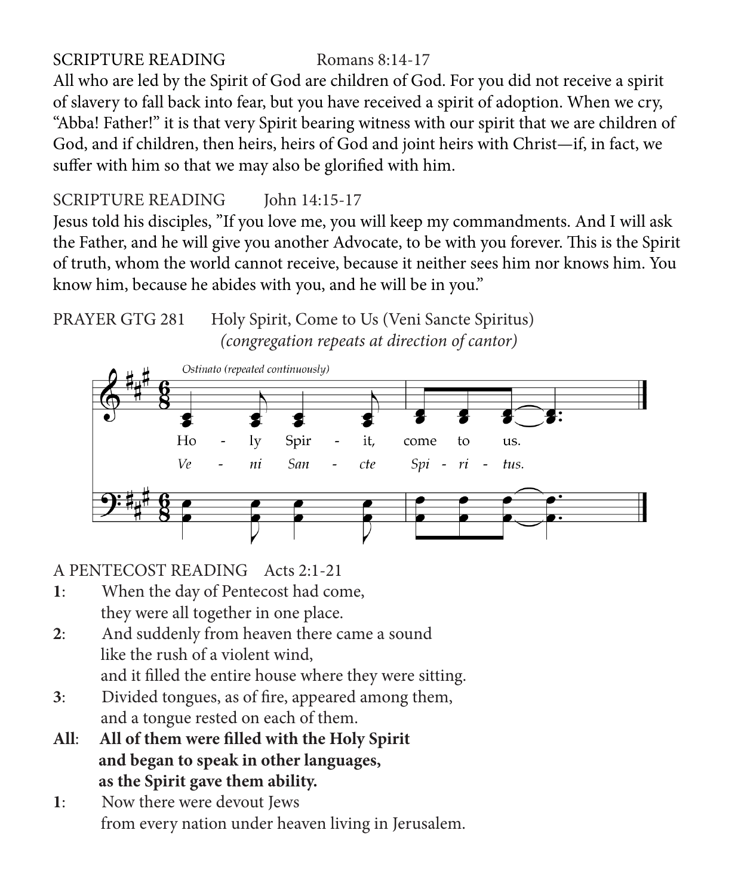SCRIPTURE READING Romans 8:14-17

All who are led by the Spirit of God are children of God. For you did not receive a spirit of slavery to fall back into fear, but you have received a spirit of adoption. When we cry, "Abba! Father!" it is that very Spirit bearing witness with our spirit that we are children of God, and if children, then heirs, heirs of God and joint heirs with Christ—if, in fact, we suffer with him so that we may also be glorified with him.

SCRIPTURE READING John 14:15-17

Jesus told his disciples, "If you love me, you will keep my commandments. And I will ask the Father, and he will give you another Advocate, to be with you forever. This is the Spirit of truth, whom the world cannot receive, because it neither sees him nor knows him. You know him, because he abides with you, and he will be in you."

PRAYER GTG 281 Holy Spirit, Come to Us (Veni Sancte Spiritus)
*(congregation repeats at direction of cantor)*

*Ostinato (repeated continuously)*

Ho - ly Spir - it, come to us.
*Ve - ni San - cte Spi - ri - tus.*

A PENTECOST READING Acts 2:1-21

**1**: When the day of Pentecost had come,
they were all together in one place.

**2**: And suddenly from heaven there came a sound
like the rush of a violent wind,
and it filled the entire house where they were sitting.

**3**: Divided tongues, as of fire, appeared among them,
and a tongue rested on each of them.

**All**: **All of them were filled with the Holy Spirit**
**and began to speak in other languages,**
**as the Spirit gave them ability.**

**1**: Now there were devout Jews
from every nation under heaven living in Jerusalem.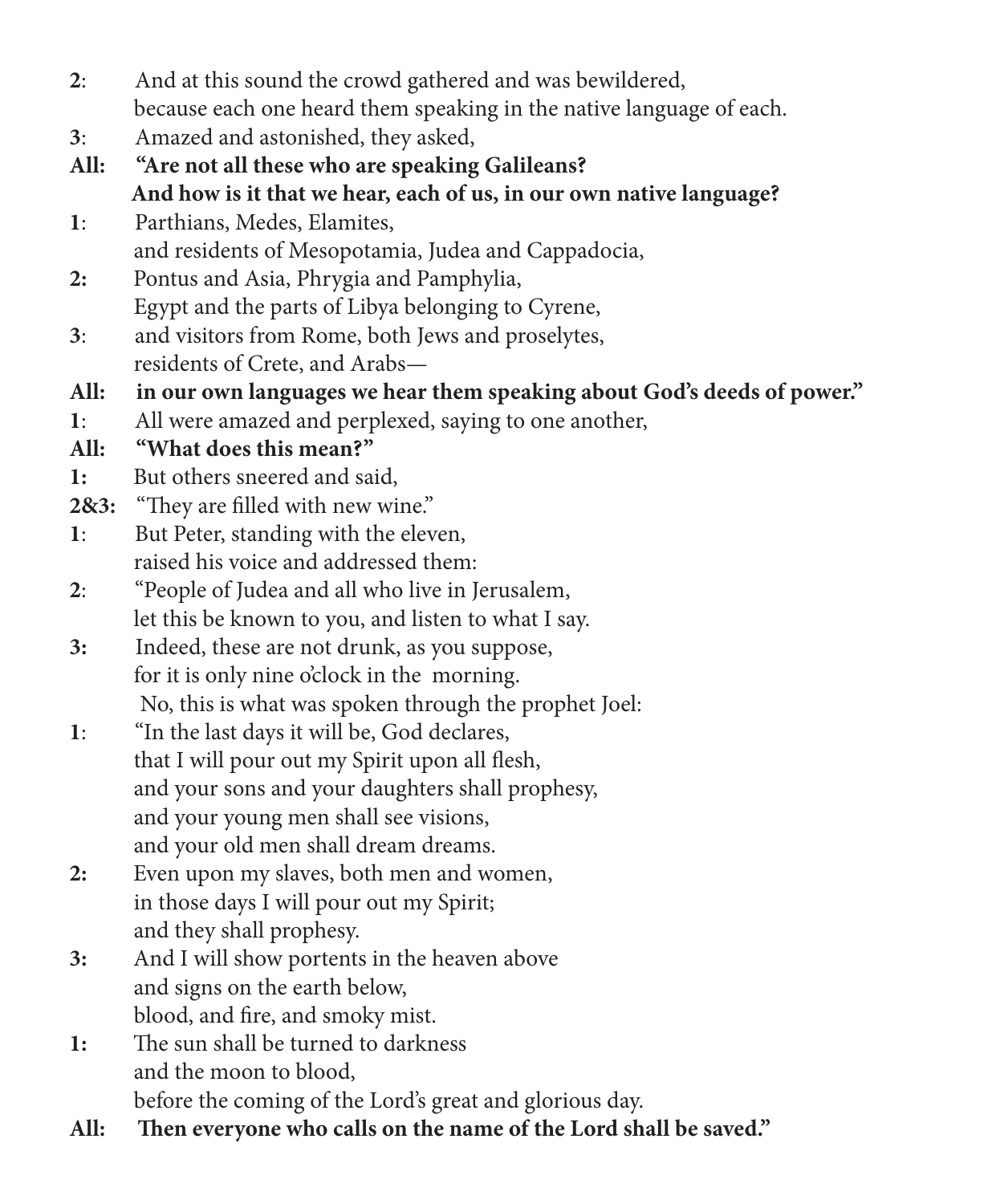**2**: And at this sound the crowd gathered and was bewildered,
because each one heard them speaking in the native language of each.

**3**: Amazed and astonished, they asked,

**All: "Are not all these who are speaking Galileans?
And how is it that we hear, each of us, in our own native language?**

**1**: Parthians, Medes, Elamites,
and residents of Mesopotamia, Judea and Cappadocia,

**2:** Pontus and Asia, Phrygia and Pamphylia,
Egypt and the parts of Libya belonging to Cyrene,

**3**: and visitors from Rome, both Jews and proselytes,
residents of Crete, and Arabs—

**All: in our own languages we hear them speaking about God's deeds of power."**

**1**: All were amazed and perplexed, saying to one another,

**All: "What does this mean?"**

**1:** But others sneered and said,

**2&3:** "They are filled with new wine."

**1**: But Peter, standing with the eleven,
raised his voice and addressed them:

**2**: "People of Judea and all who live in Jerusalem,
let this be known to you, and listen to what I say.

**3:** Indeed, these are not drunk, as you suppose,
for it is only nine o'clock in the morning.
No, this is what was spoken through the prophet Joel:

**1**: "In the last days it will be, God declares,
that I will pour out my Spirit upon all flesh,
and your sons and your daughters shall prophesy,
and your young men shall see visions,
and your old men shall dream dreams.

**2:** Even upon my slaves, both men and women,
in those days I will pour out my Spirit;
and they shall prophesy.

**3:** And I will show portents in the heaven above
and signs on the earth below,
blood, and fire, and smoky mist.

**1:** The sun shall be turned to darkness
and the moon to blood,
before the coming of the Lord's great and glorious day.

**All: Then everyone who calls on the name of the Lord shall be saved."**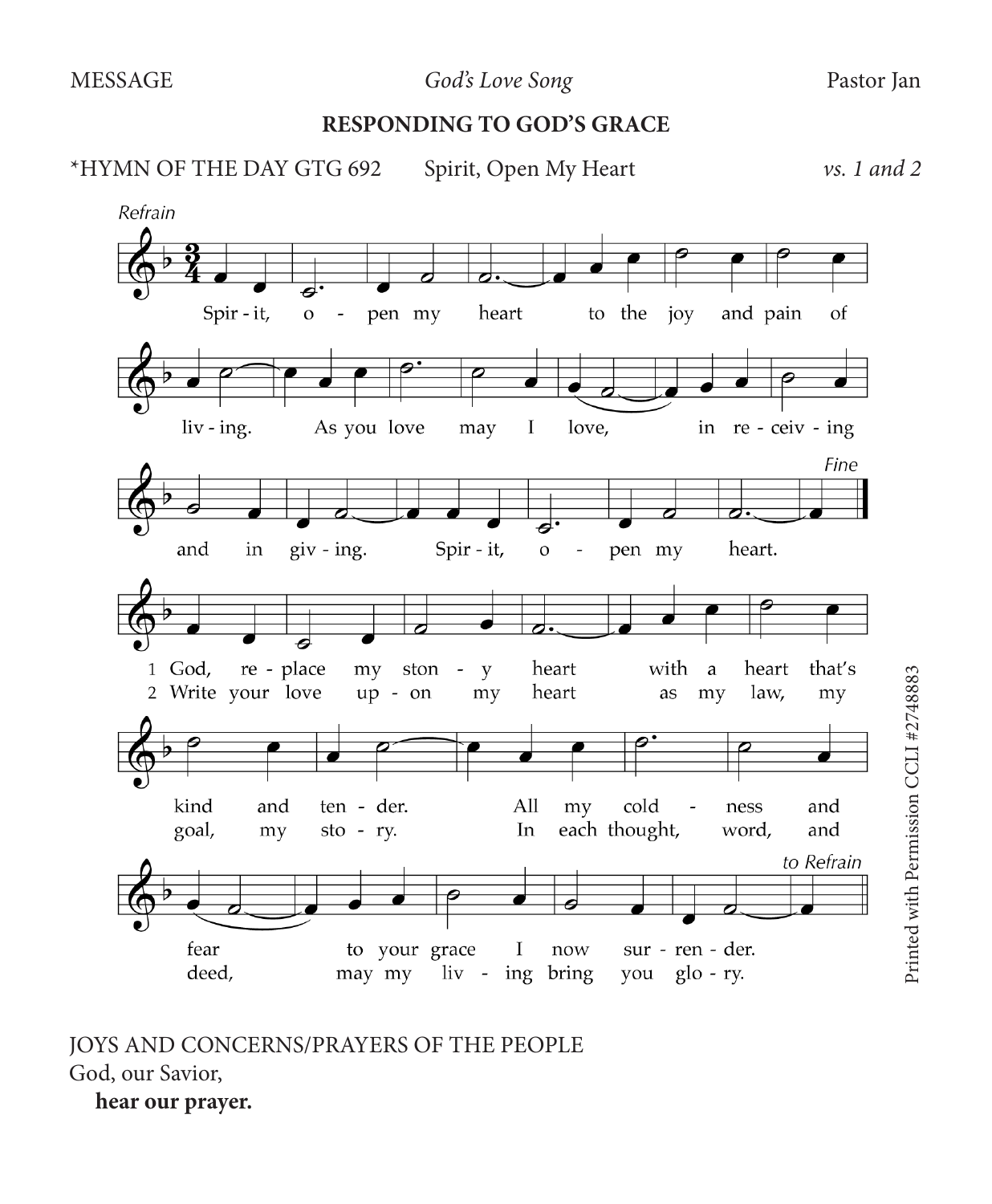MESSAGE *God's Love Song* Pastor Jan

## RESPONDING TO GOD'S GRACE

*HYMN OF THE DAY GTG 692 Spirit, Open My Heart *vs. 1 and 2*

*Refrain*

Spirit, open my heart to the joy and pain of living. As you love may I love, in receiving and in giving. Spirit, open my heart.

*Fine*

1 God, replace my stony heart with a heart that's kind and tender. All my coldness and fear to your grace I now surrender.

2 Write your love upon my heart as my law, my goal, my story. In each thought, word, and deed, may my living bring you glory.

*to Refrain*

Printed with Permission CCLI #2748883

JOYS AND CONCERNS/PRAYERS OF THE PEOPLE

God, our Savior,

**hear our prayer.**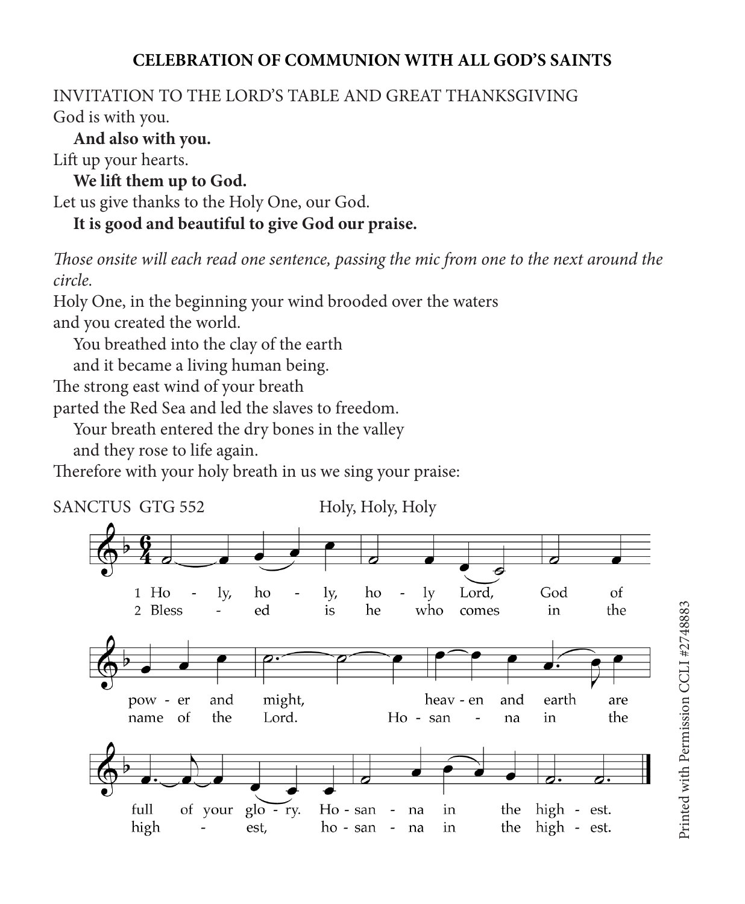## CELEBRATION OF COMMUNION WITH ALL GOD'S SAINTS

INVITATION TO THE LORD'S TABLE AND GREAT THANKSGIVING

God is with you.

**And also with you.**

Lift up your hearts.

**We lift them up to God.**

Let us give thanks to the Holy One, our God.

**It is good and beautiful to give God our praise.**

*Those onsite will each read one sentence, passing the mic from one to the next around the circle.*

Holy One, in the beginning your wind brooded over the waters
and you created the world.

You breathed into the clay of the earth
and it became a living human being.

The strong east wind of your breath
parted the Red Sea and led the slaves to freedom.

Your breath entered the dry bones in the valley
and they rose to life again.

Therefore with your holy breath in us we sing your praise:

SANCTUS GTG 552 Holy, Holy, Holy

1 Holy, holy, holy Lord, God of power and might, heaven and earth are full of your glory. Hosanna in the highest.

2 Blessed is he who comes in the name of the Lord. Hosanna in the highest, hosanna in the highest.

Printed with Permission CCLI #2748883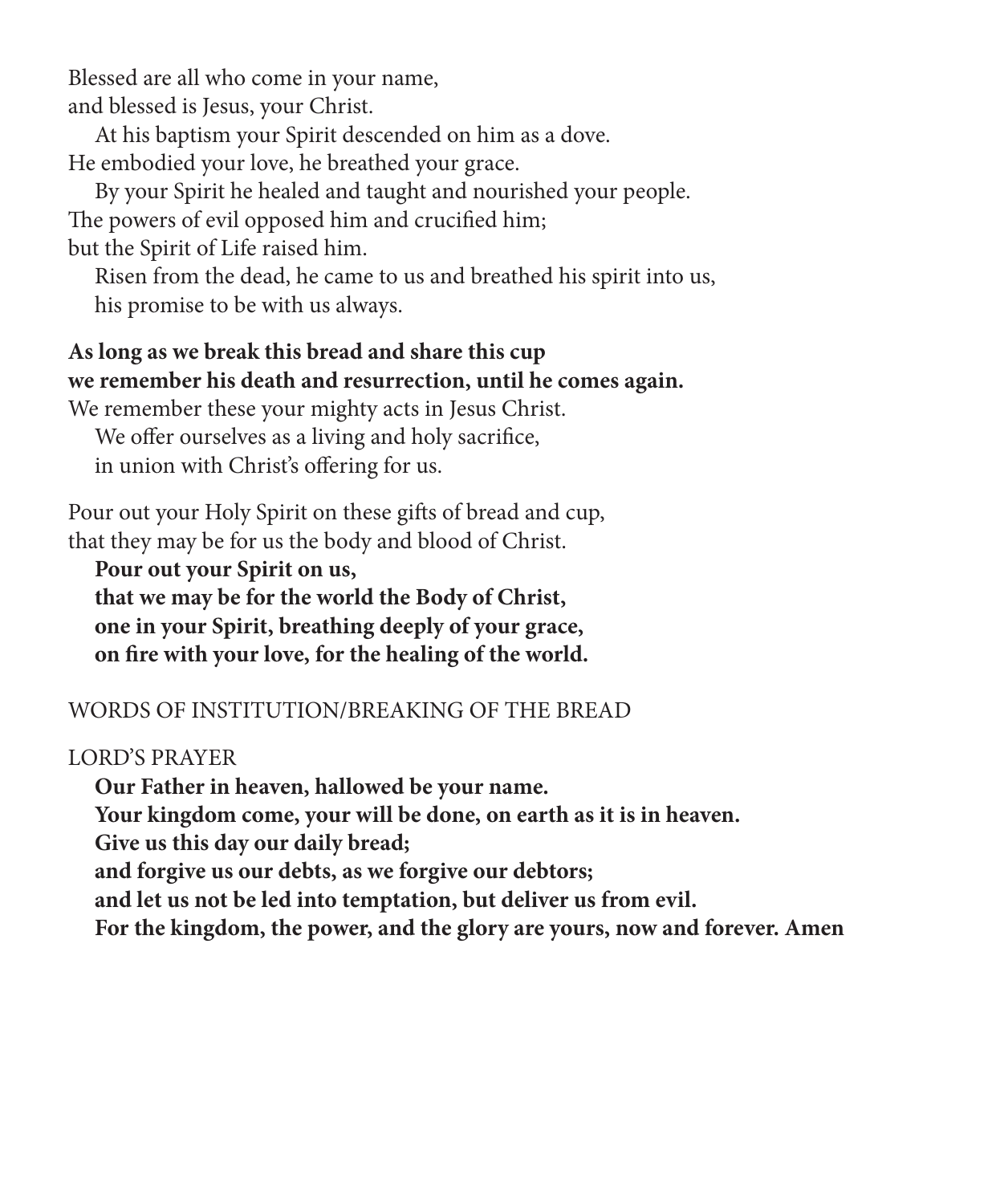Blessed are all who come in your name,  
and blessed is Jesus, your Christ.  
At his baptism your Spirit descended on him as a dove.  
He embodied your love, he breathed your grace.  
By your Spirit he healed and taught and nourished your people.  
The powers of evil opposed him and crucified him;  
but the Spirit of Life raised him.  
Risen from the dead, he came to us and breathed his spirit into us,  
his promise to be with us always.

**As long as we break this bread and share this cup**  
**we remember his death and resurrection, until he comes again.**  
We remember these your mighty acts in Jesus Christ.  
We offer ourselves as a living and holy sacrifice,  
in union with Christ's offering for us.

Pour out your Holy Spirit on these gifts of bread and cup,  
that they may be for us the body and blood of Christ.  
**Pour out your Spirit on us,**  
**that we may be for the world the Body of Christ,**  
**one in your Spirit, breathing deeply of your grace,**  
**on fire with your love, for the healing of the world.**

WORDS OF INSTITUTION/BREAKING OF THE BREAD

LORD'S PRAYER

**Our Father in heaven, hallowed be your name.**  
**Your kingdom come, your will be done, on earth as it is in heaven.**  
**Give us this day our daily bread;**  
**and forgive us our debts, as we forgive our debtors;**  
**and let us not be led into temptation, but deliver us from evil.**  
**For the kingdom, the power, and the glory are yours, now and forever. Amen**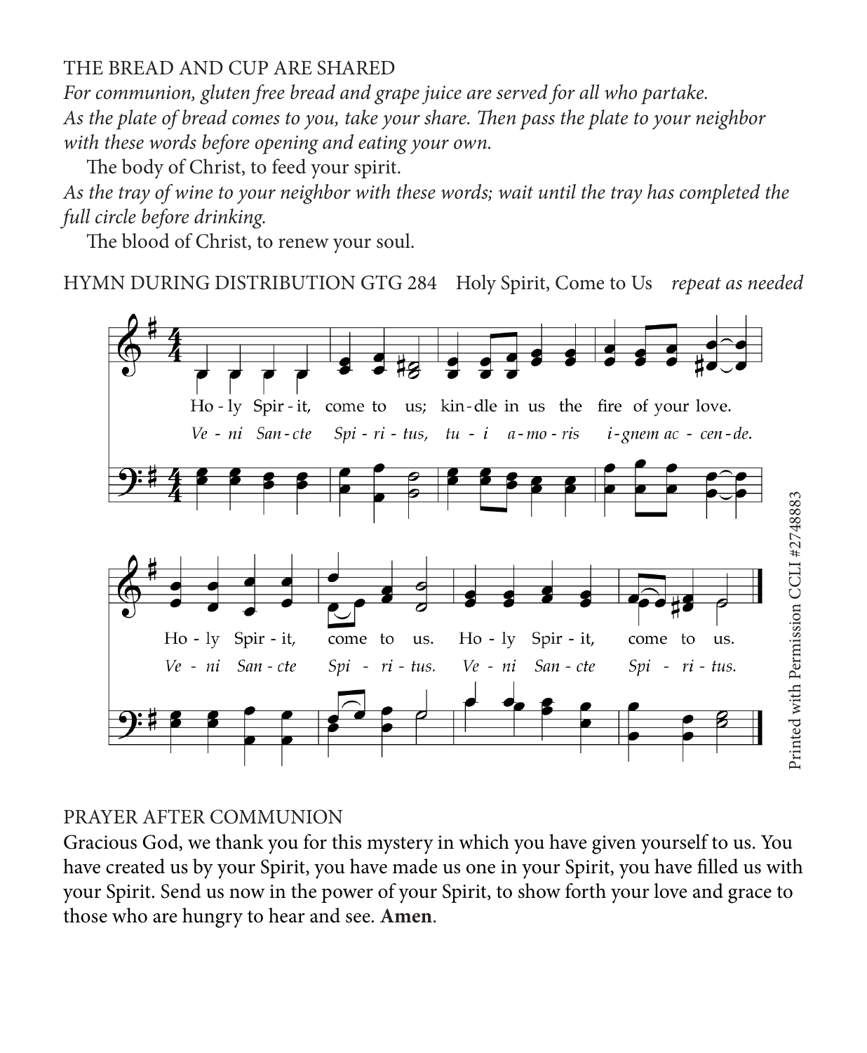THE BREAD AND CUP ARE SHARED

*For communion, gluten free bread and grape juice are served for all who partake. As the plate of bread comes to you, take your share. Then pass the plate to your neighbor with these words before opening and eating your own.*

The body of Christ, to feed your spirit.

*As the tray of wine to your neighbor with these words; wait until the tray has completed the full circle before drinking.*

The blood of Christ, to renew your soul.

HYMN DURING DISTRIBUTION GTG 284 Holy Spirit, Come to Us *repeat as needed*

Holy Spirit, come to us; kindle in us the fire of your love.
*Veni Sancte Spiritus, tui amoris ignem accende.*

Holy Spirit, come to us. Holy Spirit, come to us.
*Veni Sancte Spiritus. Veni Sancte Spiritus.*

Printed with Permission CCLI #2748883

PRAYER AFTER COMMUNION

Gracious God, we thank you for this mystery in which you have given yourself to us. You have created us by your Spirit, you have made us one in your Spirit, you have filled us with your Spirit. Send us now in the power of your Spirit, to show forth your love and grace to those who are hungry to hear and see. **Amen**.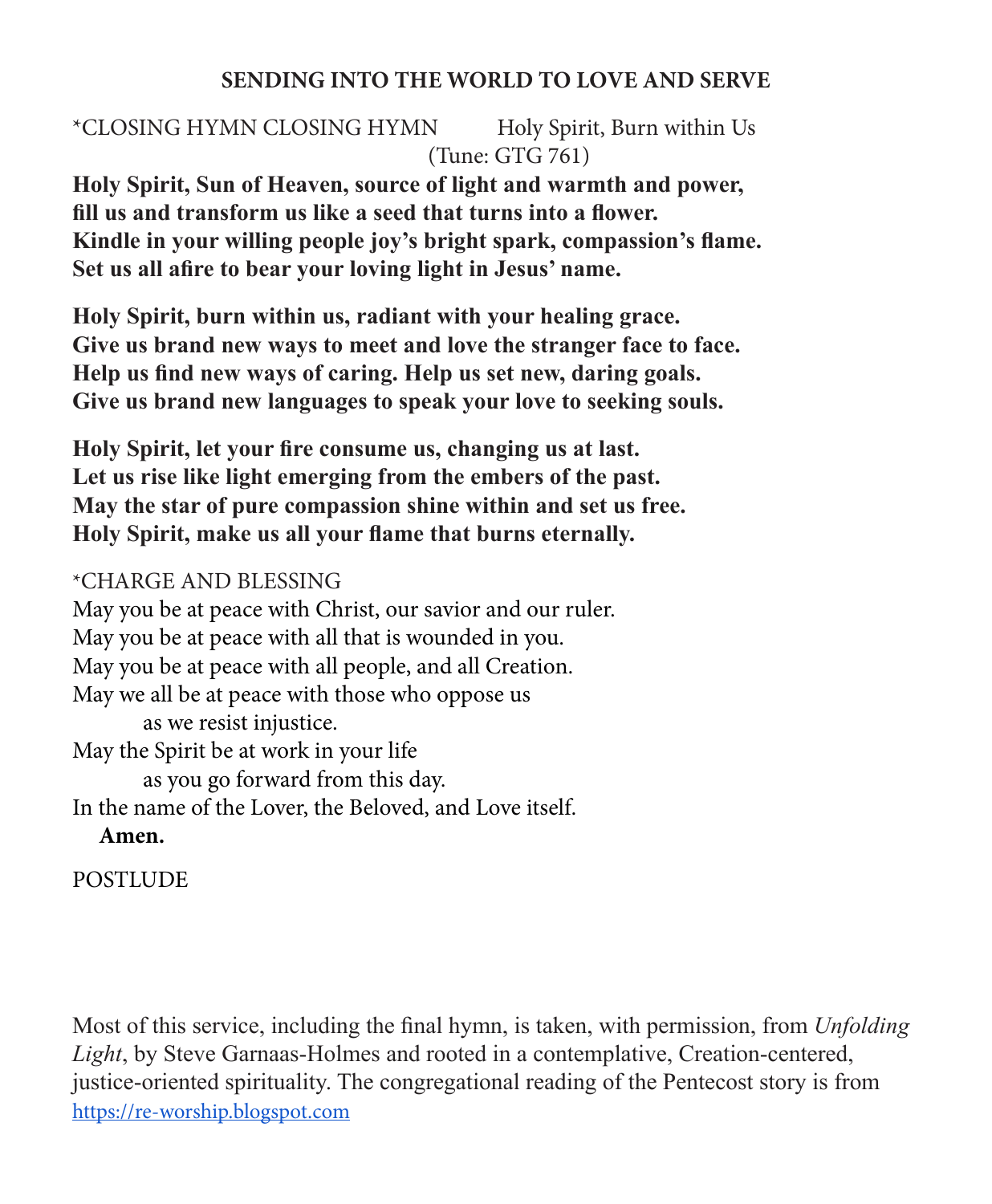## SENDING INTO THE WORLD TO LOVE AND SERVE

*CLOSING HYMN CLOSING HYMN Holy Spirit, Burn within Us
(Tune: GTG 761)

**Holy Spirit, Sun of Heaven, source of light and warmth and power,**
**fill us and transform us like a seed that turns into a flower.**
**Kindle in your willing people joy's bright spark, compassion's flame.**
**Set us all afire to bear your loving light in Jesus' name.**

**Holy Spirit, burn within us, radiant with your healing grace.**
**Give us brand new ways to meet and love the stranger face to face.**
**Help us find new ways of caring. Help us set new, daring goals.**
**Give us brand new languages to speak your love to seeking souls.**

**Holy Spirit, let your fire consume us, changing us at last.**
**Let us rise like light emerging from the embers of the past.**
**May the star of pure compassion shine within and set us free.**
**Holy Spirit, make us all your flame that burns eternally.**

*CHARGE AND BLESSING

May you be at peace with Christ, our savior and our ruler.
May you be at peace with all that is wounded in you.
May you be at peace with all people, and all Creation.
May we all be at peace with those who oppose us
as we resist injustice.
May the Spirit be at work in your life
as you go forward from this day.
In the name of the Lover, the Beloved, and Love itself.
**Amen.**

POSTLUDE

Most of this service, including the final hymn, is taken, with permission, from *Unfolding Light*, by Steve Garnaas-Holmes and rooted in a contemplative, Creation-centered, justice-oriented spirituality. The congregational reading of the Pentecost story is from https://re-worship.blogspot.com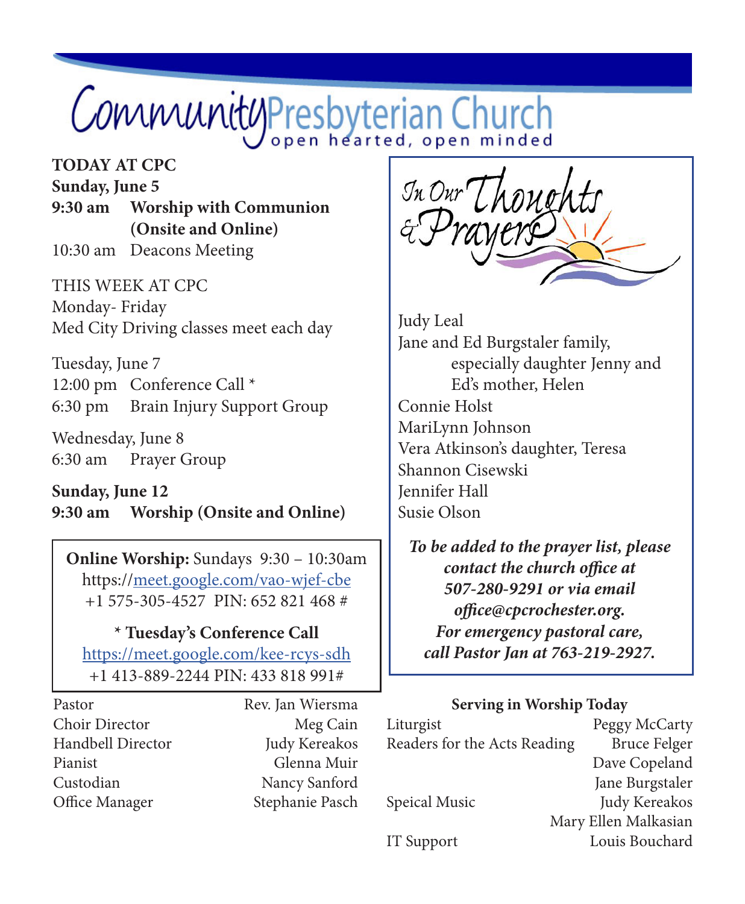# Community Presbyterian Church
open hearted, open minded

**TODAY AT CPC**
**Sunday, June 5**
**9:30 am Worship with Communion (Onsite and Online)**
10:30 am Deacons Meeting

THIS WEEK AT CPC
Monday- Friday
Med City Driving classes meet each day

Tuesday, June 7
12:00 pm Conference Call *
6:30 pm Brain Injury Support Group

Wednesday, June 8
6:30 am Prayer Group

**Sunday, June 12**
**9:30 am Worship (Onsite and Online)**

**Online Worship:** Sundays 9:30 – 10:30am
https://meet.google.com/vao-wjef-cbe
+1 575-305-4527 PIN: 652 821 468 #

**\* Tuesday's Conference Call**
https://meet.google.com/kee-rcys-sdh
+1 413-889-2244 PIN: 433 818 991#

| | |
|---|---|
| Pastor | Rev. Jan Wiersma |
| Choir Director | Meg Cain |
| Handbell Director | Judy Kereakos |
| Pianist | Glenna Muir |
| Custodian | Nancy Sanford |
| Office Manager | Stephanie Pasch |

## In Our Thoughts & Prayers

Judy Leal
Jane and Ed Burgstaler family, especially daughter Jenny and Ed's mother, Helen
Connie Holst
MariLynn Johnson
Vera Atkinson's daughter, Teresa
Shannon Cisewski
Jennifer Hall
Susie Olson

***To be added to the prayer list, please contact the church office at 507-280-9291 or via email office@cpcrochester.org. For emergency pastoral care, call Pastor Jan at 763-219-2927.***

**Serving in Worship Today**

| | |
|---|---|
| Liturgist | Peggy McCarty |
| Readers for the Acts Reading | Bruce Felger |
| | Dave Copeland |
| | Jane Burgstaler |
| Speical Music | Judy Kereakos |
| | Mary Ellen Malkasian |
| IT Support | Louis Bouchard |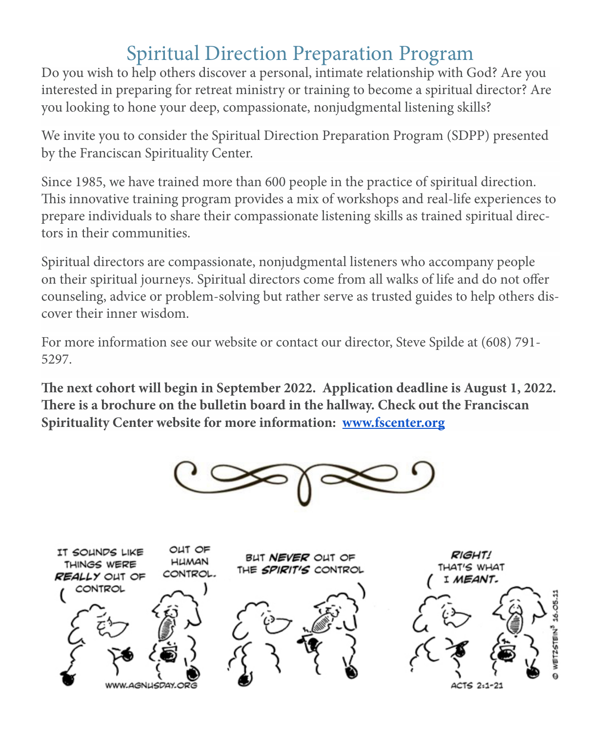# Spiritual Direction Preparation Program

Do you wish to help others discover a personal, intimate relationship with God? Are you interested in preparing for retreat ministry or training to become a spiritual director? Are you looking to hone your deep, compassionate, nonjudgmental listening skills?

We invite you to consider the Spiritual Direction Preparation Program (SDPP) presented by the Franciscan Spirituality Center.

Since 1985, we have trained more than 600 people in the practice of spiritual direction. This innovative training program provides a mix of workshops and real-life experiences to prepare individuals to share their compassionate listening skills as trained spiritual directors in their communities.

Spiritual directors are compassionate, nonjudgmental listeners who accompany people on their spiritual journeys. Spiritual directors come from all walks of life and do not offer counseling, advice or problem-solving but rather serve as trusted guides to help others discover their inner wisdom.

For more information see our website or contact our director, Steve Spilde at (608) 791-5297.

**The next cohort will begin in September 2022. Application deadline is August 1, 2022. There is a brochure on the bulletin board in the hallway. Check out the Franciscan Spirituality Center website for more information: [www.fscenter.org](http://www.fscenter.org)**